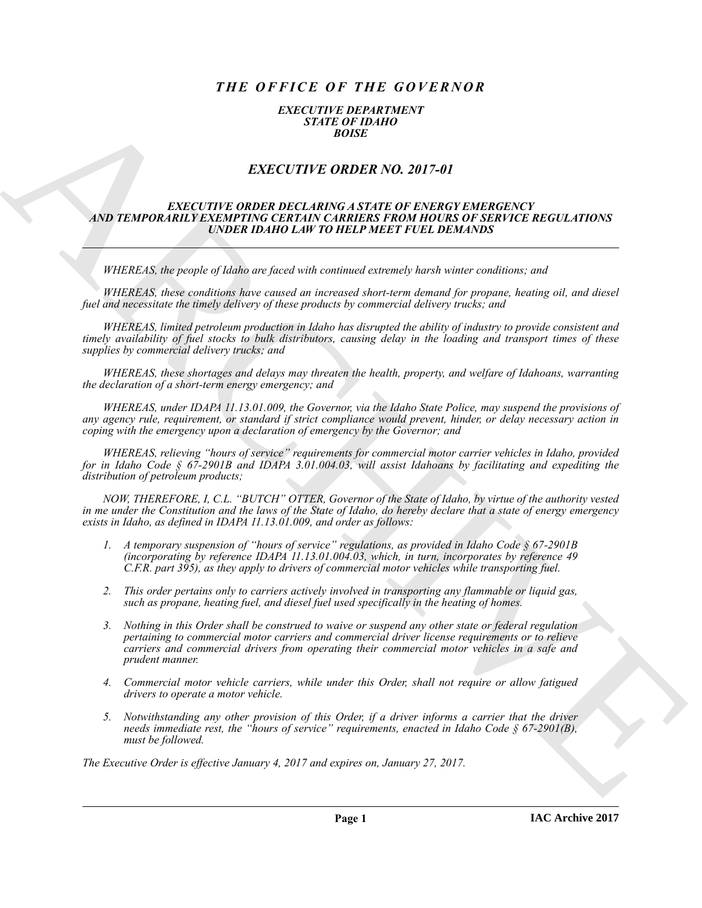# *THE OFFICE OF THE GOVERNOR*

### *EXECUTIVE DEPARTMENT*
### *STATE OF IDAHO*
### *BOISE*

## *EXECUTIVE ORDER NO. 2017-01*

### *EXECUTIVE ORDER DECLARING A STATE OF ENERGY EMERGENCY AND TEMPORARILY EXEMPTING CERTAIN CARRIERS FROM HOURS OF SERVICE REGULATIONS UNDER IDAHO LAW TO HELP MEET FUEL DEMANDS*

---

*WHEREAS, the people of Idaho are faced with continued extremely harsh winter conditions; and*

*WHEREAS, these conditions have caused an increased short-term demand for propane, heating oil, and diesel fuel and necessitate the timely delivery of these products by commercial delivery trucks; and*

*WHEREAS, limited petroleum production in Idaho has disrupted the ability of industry to provide consistent and timely availability of fuel stocks to bulk distributors, causing delay in the loading and transport times of these supplies by commercial delivery trucks; and*

*WHEREAS, these shortages and delays may threaten the health, property, and welfare of Idahoans, warranting the declaration of a short-term energy emergency; and*

*WHEREAS, under IDAPA 11.13.01.009, the Governor, via the Idaho State Police, may suspend the provisions of any agency rule, requirement, or standard if strict compliance would prevent, hinder, or delay necessary action in coping with the emergency upon a declaration of emergency by the Governor; and*

*WHEREAS, relieving "hours of service" requirements for commercial motor carrier vehicles in Idaho, provided for in Idaho Code § 67-2901B and IDAPA 3.01.004.03, will assist Idahoans by facilitating and expediting the distribution of petroleum products;*

*NOW, THEREFORE, I, C.L. "BUTCH" OTTER, Governor of the State of Idaho, by virtue of the authority vested in me under the Constitution and the laws of the State of Idaho, do hereby declare that a state of energy emergency exists in Idaho, as defined in IDAPA 11.13.01.009, and order as follows:*

1. *A temporary suspension of "hours of service" regulations, as provided in Idaho Code § 67-2901B (incorporating by reference IDAPA 11.13.01.004.03, which, in turn, incorporates by reference 49 C.F.R. part 395), as they apply to drivers of commercial motor vehicles while transporting fuel.*

2. *This order pertains only to carriers actively involved in transporting any flammable or liquid gas, such as propane, heating fuel, and diesel fuel used specifically in the heating of homes.*

3. *Nothing in this Order shall be construed to waive or suspend any other state or federal regulation pertaining to commercial motor carriers and commercial driver license requirements or to relieve carriers and commercial drivers from operating their commercial motor vehicles in a safe and prudent manner.*

4. *Commercial motor vehicle carriers, while under this Order, shall not require or allow fatigued drivers to operate a motor vehicle.*

5. *Notwithstanding any other provision of this Order, if a driver informs a carrier that the driver needs immediate rest, the "hours of service" requirements, enacted in Idaho Code § 67-2901(B), must be followed.*

*The Executive Order is effective January 4, 2017 and expires on, January 27, 2017.*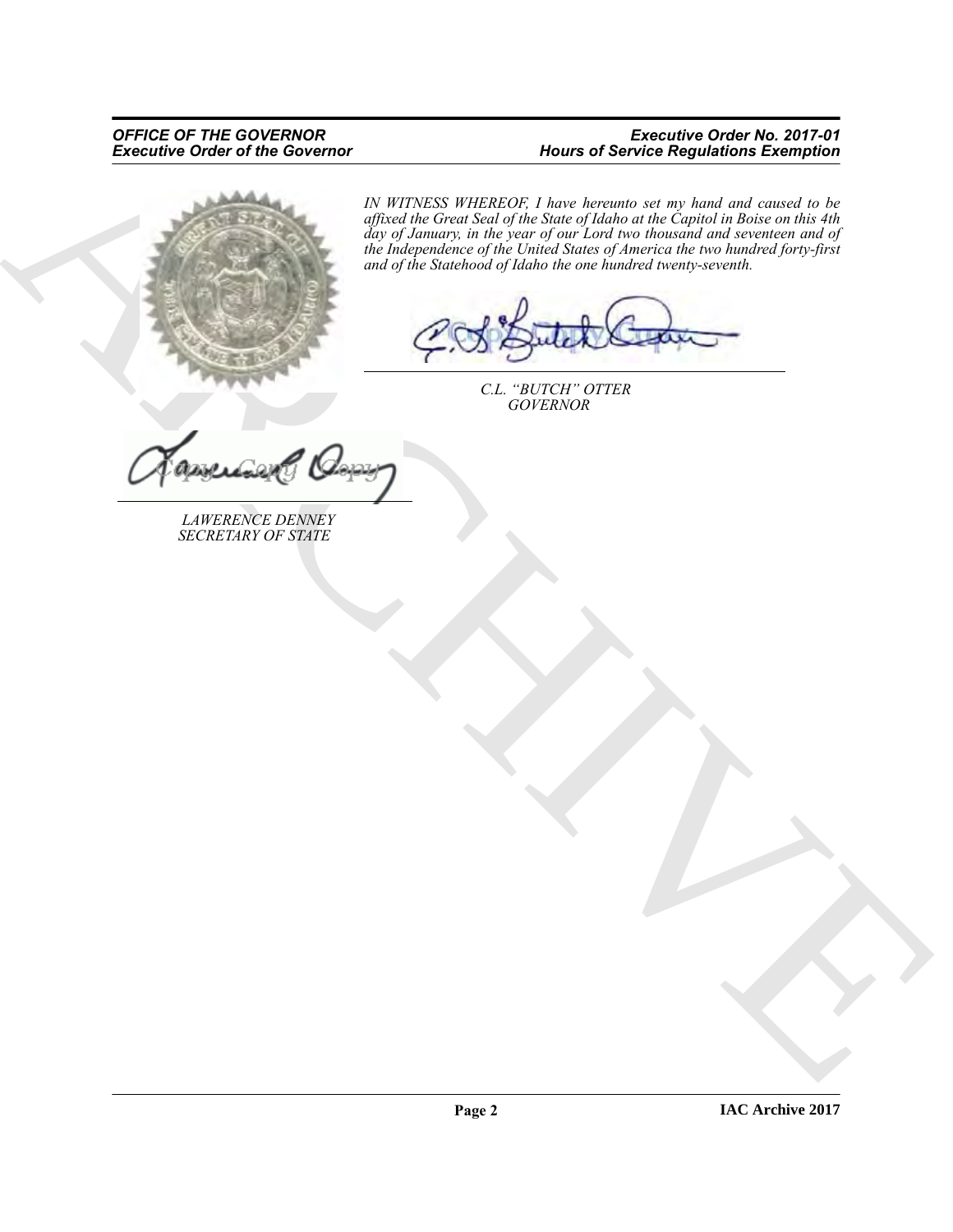*IN WITNESS WHEREOF, I have hereunto set my hand and caused to be affixed the Great Seal of the State of Idaho at the Capitol in Boise on this 4th day of January, in the year of our Lord two thousand and seventeen and of the Independence of the United States of America the two hundred forty-first and of the Statehood of Idaho the one hundred twenty-seventh.*

*C.L. "BUTCH" OTTER*
*GOVERNOR*

*LAWERENCE DENNEY*
*SECRETARY OF STATE*